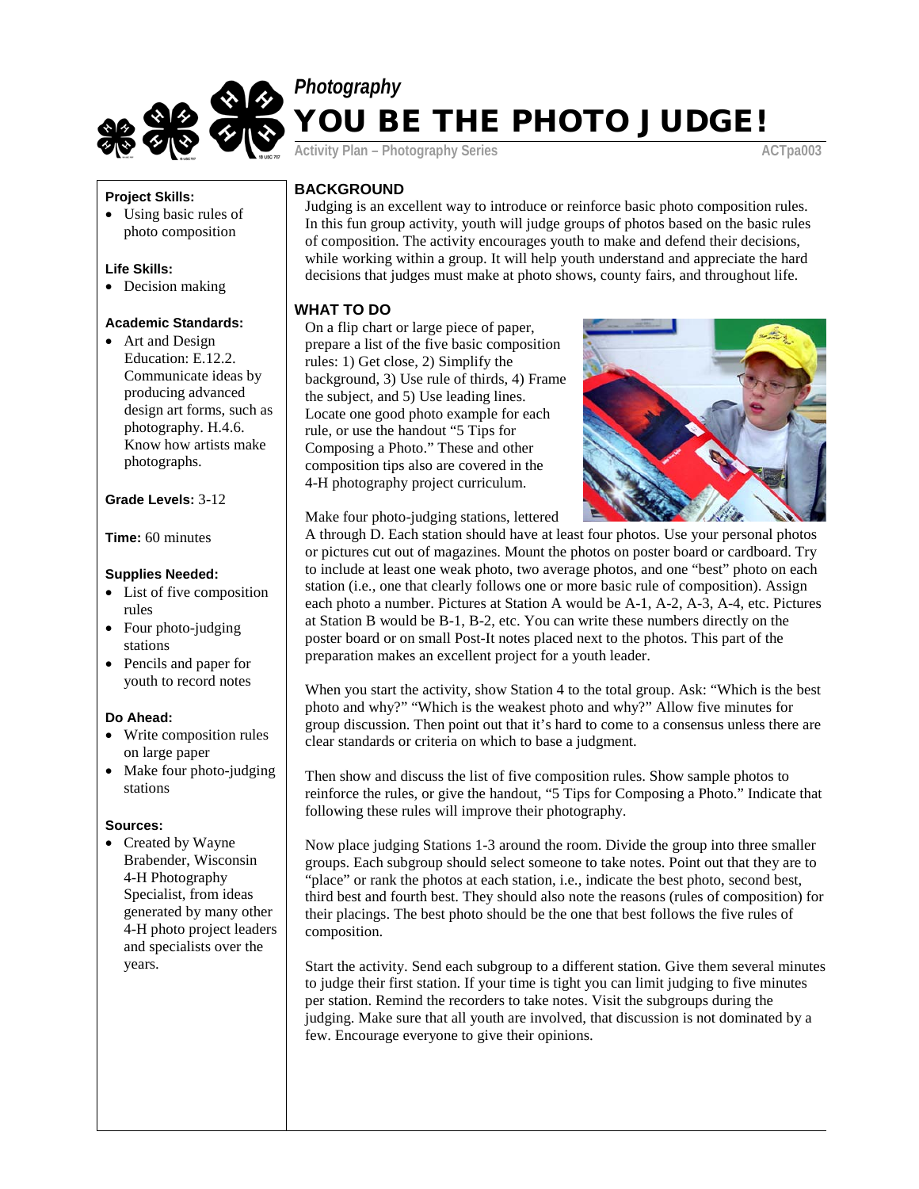*Photography*

# YOU BE THE PHOTO JUDGE!

Activity Plan – Photography Series ACTpa003

**Project Skills:**
- Using basic rules of photo composition

**Life Skills:**
- Decision making

**Academic Standards:**
- Art and Design Education: E.12.2. Communicate ideas by producing advanced design art forms, such as photography. H.4.6. Know how artists make photographs.

**Grade Levels:** 3-12

**Time:** 60 minutes

**Supplies Needed:**
- List of five composition rules
- Four photo-judging stations
- Pencils and paper for youth to record notes

**Do Ahead:**
- Write composition rules on large paper
- Make four photo-judging stations

**Sources:**
- Created by Wayne Brabender, Wisconsin 4-H Photography Specialist, from ideas generated by many other 4-H photo project leaders and specialists over the years.

## BACKGROUND

Judging is an excellent way to introduce or reinforce basic photo composition rules. In this fun group activity, youth will judge groups of photos based on the basic rules of composition. The activity encourages youth to make and defend their decisions, while working within a group. It will help youth understand and appreciate the hard decisions that judges must make at photo shows, county fairs, and throughout life.

## WHAT TO DO

On a flip chart or large piece of paper, prepare a list of the five basic composition rules: 1) Get close, 2) Simplify the background, 3) Use rule of thirds, 4) Frame the subject, and 5) Use leading lines. Locate one good photo example for each rule, or use the handout "5 Tips for Composing a Photo." These and other composition tips also are covered in the 4-H photography project curriculum.

Make four photo-judging stations, lettered A through D. Each station should have at least four photos. Use your personal photos or pictures cut out of magazines. Mount the photos on poster board or cardboard. Try to include at least one weak photo, two average photos, and one "best" photo on each station (i.e., one that clearly follows one or more basic rule of composition). Assign each photo a number. Pictures at Station A would be A-1, A-2, A-3, A-4, etc. Pictures at Station B would be B-1, B-2, etc. You can write these numbers directly on the poster board or on small Post-It notes placed next to the photos. This part of the preparation makes an excellent project for a youth leader.

When you start the activity, show Station 4 to the total group. Ask: "Which is the best photo and why?" "Which is the weakest photo and why?" Allow five minutes for group discussion. Then point out that it's hard to come to a consensus unless there are clear standards or criteria on which to base a judgment.

Then show and discuss the list of five composition rules. Show sample photos to reinforce the rules, or give the handout, "5 Tips for Composing a Photo." Indicate that following these rules will improve their photography.

Now place judging Stations 1-3 around the room. Divide the group into three smaller groups. Each subgroup should select someone to take notes. Point out that they are to "place" or rank the photos at each station, i.e., indicate the best photo, second best, third best and fourth best. They should also note the reasons (rules of composition) for their placings. The best photo should be the one that best follows the five rules of composition.

Start the activity. Send each subgroup to a different station. Give them several minutes to judge their first station. If your time is tight you can limit judging to five minutes per station. Remind the recorders to take notes. Visit the subgroups during the judging. Make sure that all youth are involved, that discussion is not dominated by a few. Encourage everyone to give their opinions.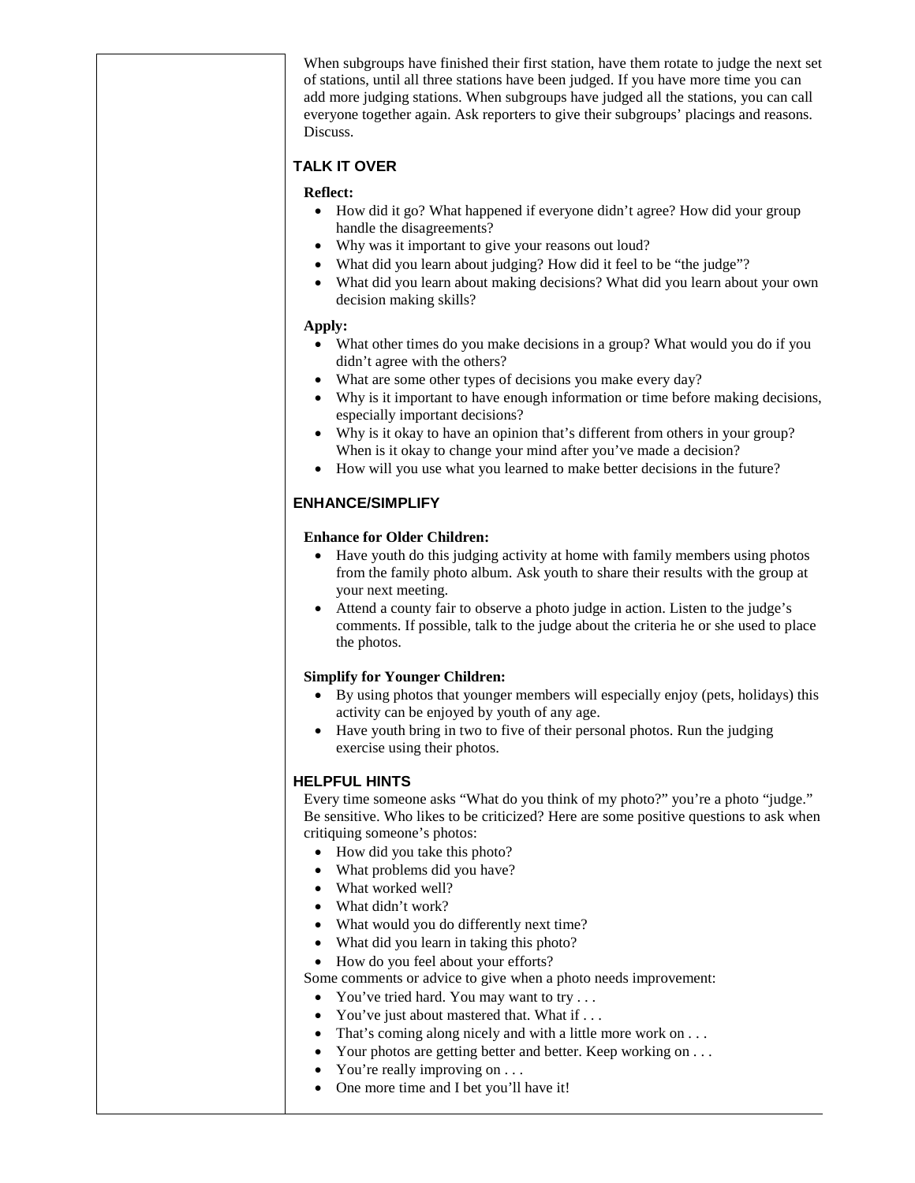When subgroups have finished their first station, have them rotate to judge the next set of stations, until all three stations have been judged. If you have more time you can add more judging stations. When subgroups have judged all the stations, you can call everyone together again. Ask reporters to give their subgroups' placings and reasons. Discuss.

## TALK IT OVER

**Reflect:**

- How did it go? What happened if everyone didn't agree? How did your group handle the disagreements?
- Why was it important to give your reasons out loud?
- What did you learn about judging? How did it feel to be "the judge"?
- What did you learn about making decisions? What did you learn about your own decision making skills?

**Apply:**

- What other times do you make decisions in a group? What would you do if you didn't agree with the others?
- What are some other types of decisions you make every day?
- Why is it important to have enough information or time before making decisions, especially important decisions?
- Why is it okay to have an opinion that's different from others in your group? When is it okay to change your mind after you've made a decision?
- How will you use what you learned to make better decisions in the future?

## ENHANCE/SIMPLIFY

**Enhance for Older Children:**

- Have youth do this judging activity at home with family members using photos from the family photo album. Ask youth to share their results with the group at your next meeting.
- Attend a county fair to observe a photo judge in action. Listen to the judge's comments. If possible, talk to the judge about the criteria he or she used to place the photos.

**Simplify for Younger Children:**

- By using photos that younger members will especially enjoy (pets, holidays) this activity can be enjoyed by youth of any age.
- Have youth bring in two to five of their personal photos. Run the judging exercise using their photos.

## HELPFUL HINTS

Every time someone asks "What do you think of my photo?" you're a photo "judge." Be sensitive. Who likes to be criticized? Here are some positive questions to ask when critiquing someone's photos:

- How did you take this photo?
- What problems did you have?
- What worked well?
- What didn't work?
- What would you do differently next time?
- What did you learn in taking this photo?
- How do you feel about your efforts?

Some comments or advice to give when a photo needs improvement:

- You've tried hard. You may want to try . . .
- You've just about mastered that. What if . . .
- That's coming along nicely and with a little more work on . . .
- Your photos are getting better and better. Keep working on . . .
- You're really improving on . . .
- One more time and I bet you'll have it!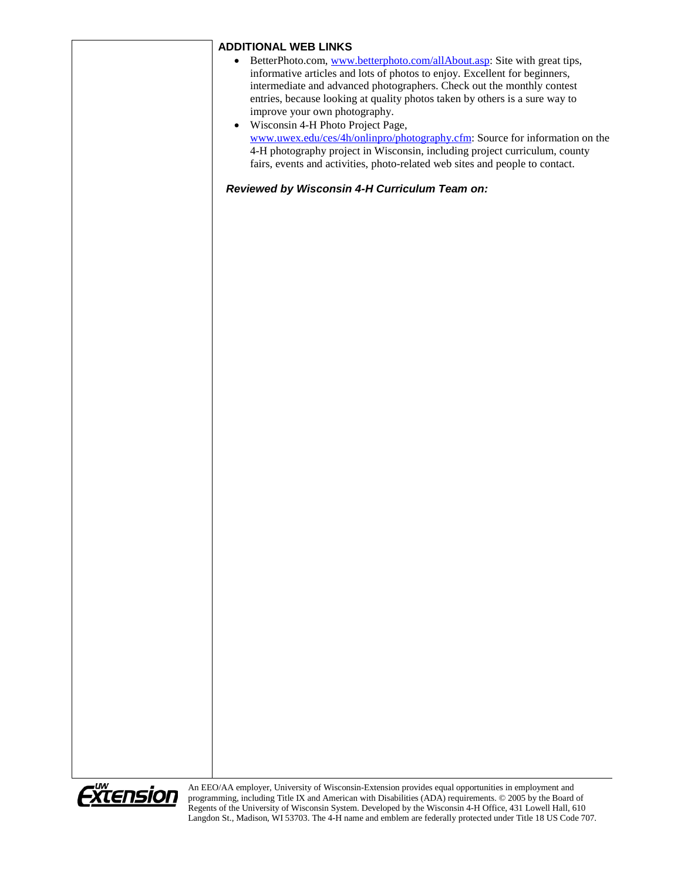## ADDITIONAL WEB LINKS

- BetterPhoto.com, www.betterphoto.com/allAbout.asp: Site with great tips, informative articles and lots of photos to enjoy. Excellent for beginners, intermediate and advanced photographers. Check out the monthly contest entries, because looking at quality photos taken by others is a sure way to improve your own photography.
- Wisconsin 4-H Photo Project Page, www.uwex.edu/ces/4h/onlinpro/photography.cfm: Source for information on the 4-H photography project in Wisconsin, including project curriculum, county fairs, events and activities, photo-related web sites and people to contact.

***Reviewed by Wisconsin 4-H Curriculum Team on:***

UW Extension

An EEO/AA employer, University of Wisconsin-Extension provides equal opportunities in employment and programming, including Title IX and American with Disabilities (ADA) requirements. © 2005 by the Board of Regents of the University of Wisconsin System. Developed by the Wisconsin 4-H Office, 431 Lowell Hall, 610 Langdon St., Madison, WI 53703. The 4-H name and emblem are federally protected under Title 18 US Code 707.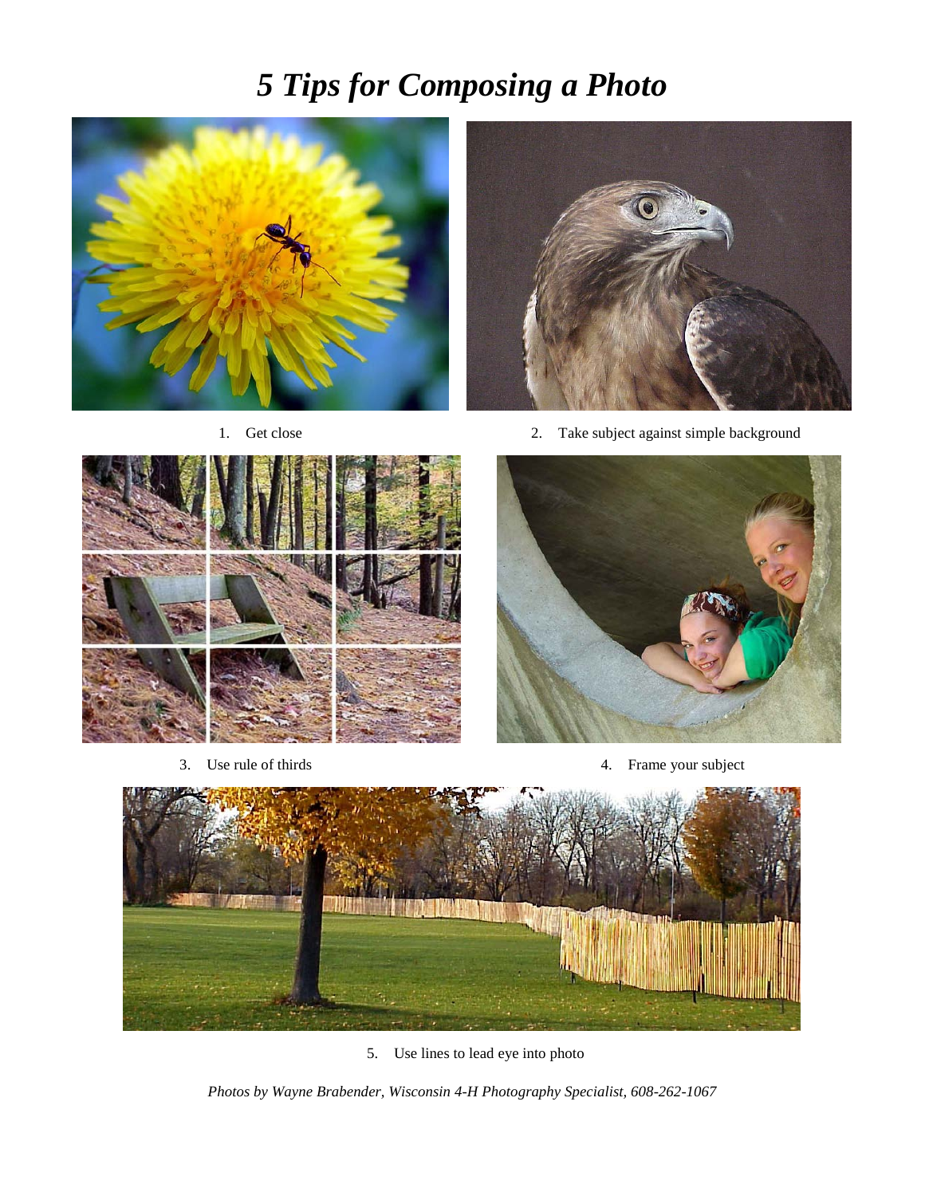# *5 Tips for Composing a Photo*

1. Get close

2. Take subject against simple background

3. Use rule of thirds

4. Frame your subject

5. Use lines to lead eye into photo

*Photos by Wayne Brabender, Wisconsin 4-H Photography Specialist, 608-262-1067*